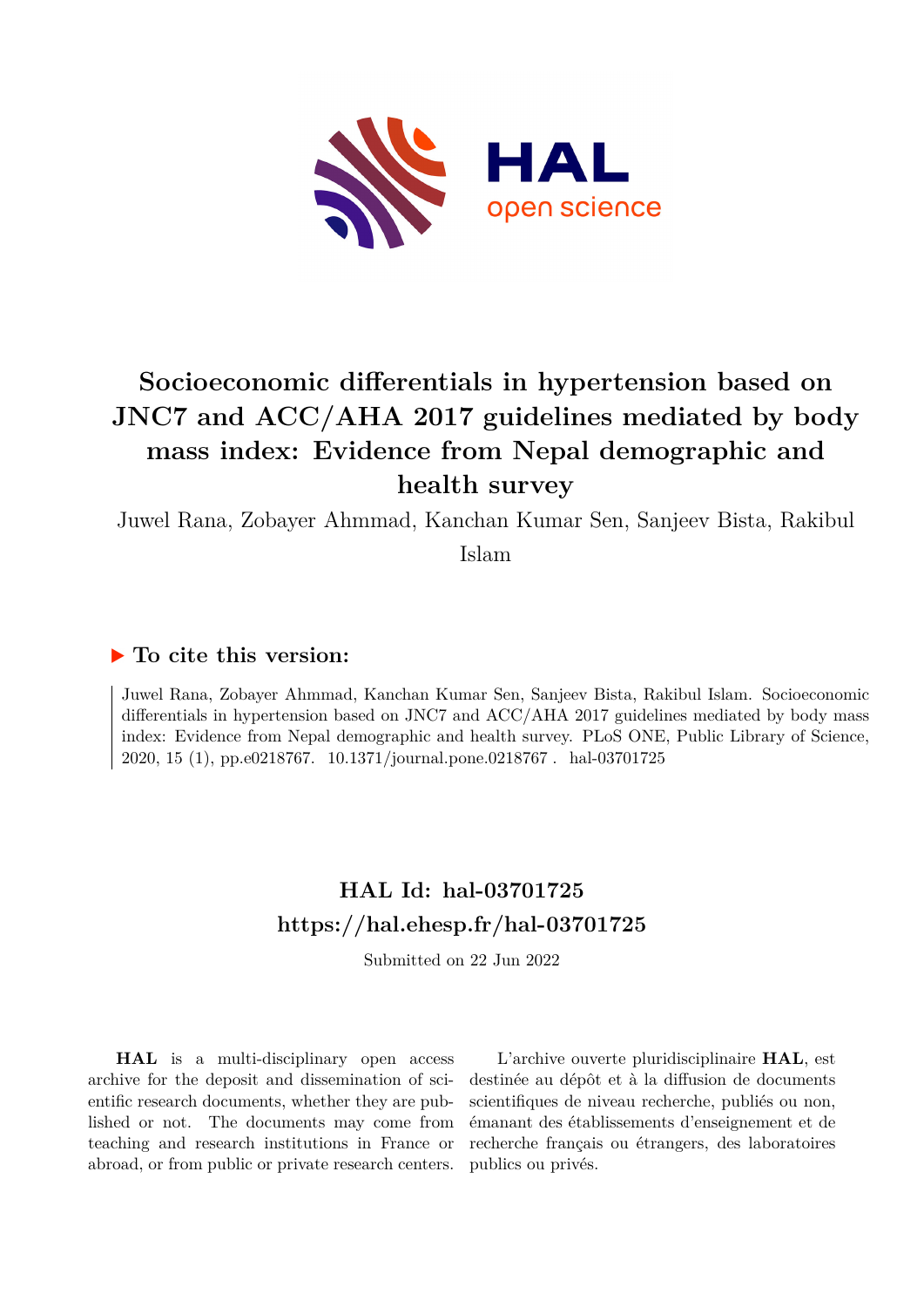# Socioeconomic differentials in hypertension based on JNC7 and ACC/AHA 2017 guidelines mediated by body mass index: Evidence from Nepal demographic and health survey

Juwel Rana, Zobayer Ahmmad, Kanchan Kumar Sen, Sanjeev Bista, Rakibul Islam

## To cite this version:

Juwel Rana, Zobayer Ahmmad, Kanchan Kumar Sen, Sanjeev Bista, Rakibul Islam. Socioeconomic differentials in hypertension based on JNC7 and ACC/AHA 2017 guidelines mediated by body mass index: Evidence from Nepal demographic and health survey. PLoS ONE, Public Library of Science, 2020, 15 (1), pp.e0218767. 10.1371/journal.pone.0218767 . hal-03701725

## HAL Id: hal-03701725
## https://hal.ehesp.fr/hal-03701725

Submitted on 22 Jun 2022

**HAL** is a multi-disciplinary open access archive for the deposit and dissemination of scientific research documents, whether they are published or not. The documents may come from teaching and research institutions in France or abroad, or from public or private research centers.

L'archive ouverte pluridisciplinaire **HAL**, est destinée au dépôt et à la diffusion de documents scientifiques de niveau recherche, publiés ou non, émanant des établissements d'enseignement et de recherche français ou étrangers, des laboratoires publics ou privés.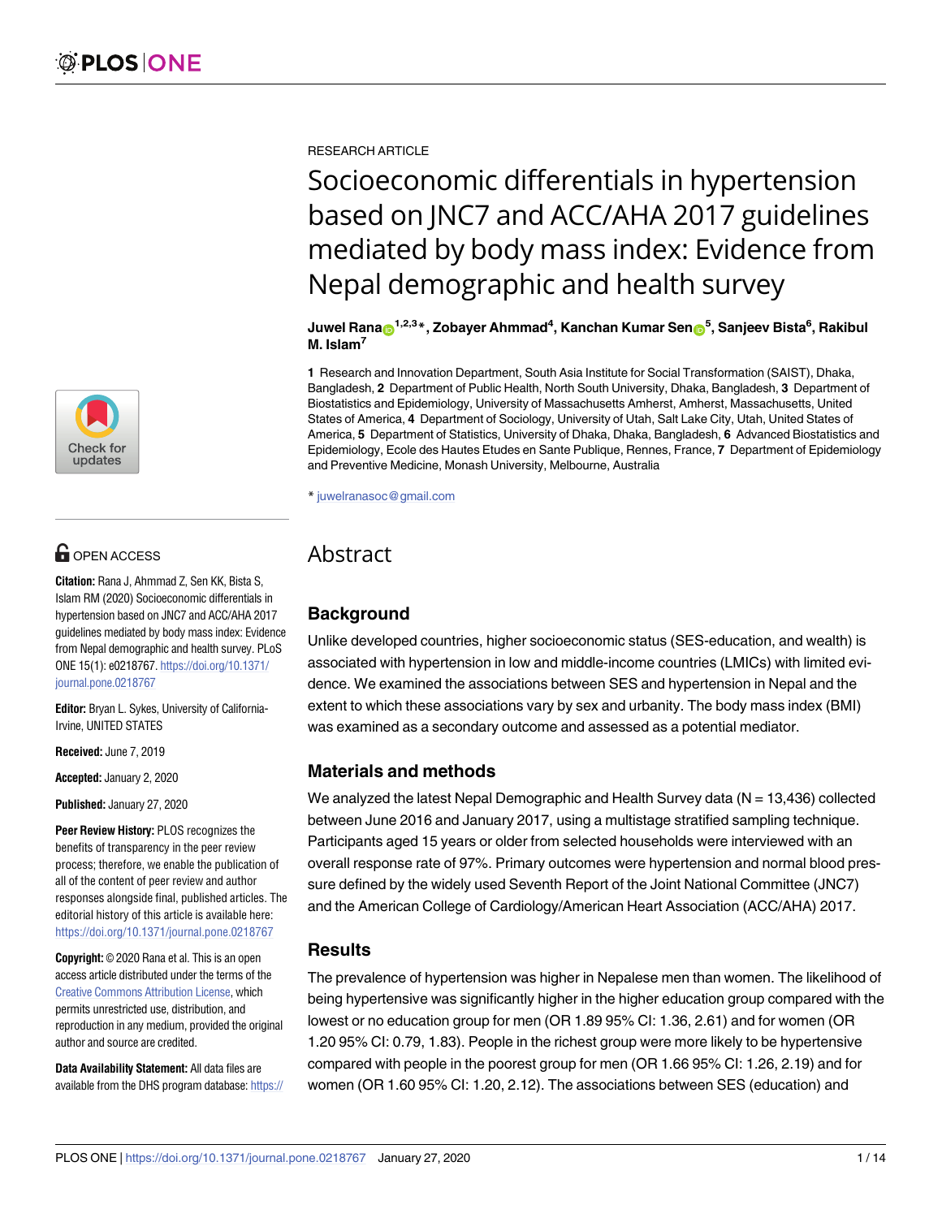RESEARCH ARTICLE

# Socioeconomic differentials in hypertension based on JNC7 and ACC/AHA 2017 guidelines mediated by body mass index: Evidence from Nepal demographic and health survey

**Juwel Rana[1,2,3]*, Zobayer Ahmmad[4], Kanchan Kumar Sen[5], Sanjeev Bista[6], Rakibul M. Islam[7]**

**1** Research and Innovation Department, South Asia Institute for Social Transformation (SAIST), Dhaka, Bangladesh, **2** Department of Public Health, North South University, Dhaka, Bangladesh, **3** Department of Biostatistics and Epidemiology, University of Massachusetts Amherst, Amherst, Massachusetts, United States of America, **4** Department of Sociology, University of Utah, Salt Lake City, Utah, United States of America, **5** Department of Statistics, University of Dhaka, Dhaka, Bangladesh, **6** Advanced Biostatistics and Epidemiology, Ecole des Hautes Etudes en Sante Publique, Rennes, France, **7** Department of Epidemiology and Preventive Medicine, Monash University, Melbourne, Australia

* juwelranasoc@gmail.com

OPEN ACCESS

**Citation:** Rana J, Ahmmad Z, Sen KK, Bista S, Islam RM (2020) Socioeconomic differentials in hypertension based on JNC7 and ACC/AHA 2017 guidelines mediated by body mass index: Evidence from Nepal demographic and health survey. PLoS ONE 15(1): e0218767. https://doi.org/10.1371/journal.pone.0218767

**Editor:** Bryan L. Sykes, University of California-Irvine, UNITED STATES

**Received:** June 7, 2019

**Accepted:** January 2, 2020

**Published:** January 27, 2020

**Peer Review History:** PLOS recognizes the benefits of transparency in the peer review process; therefore, we enable the publication of all of the content of peer review and author responses alongside final, published articles. The editorial history of this article is available here: https://doi.org/10.1371/journal.pone.0218767

**Copyright:** © 2020 Rana et al. This is an open access article distributed under the terms of the Creative Commons Attribution License, which permits unrestricted use, distribution, and reproduction in any medium, provided the original author and source are credited.

**Data Availability Statement:** All data files are available from the DHS program database: https://

## Abstract

### Background

Unlike developed countries, higher socioeconomic status (SES-education, and wealth) is associated with hypertension in low and middle-income countries (LMICs) with limited evidence. We examined the associations between SES and hypertension in Nepal and the extent to which these associations vary by sex and urbanity. The body mass index (BMI) was examined as a secondary outcome and assessed as a potential mediator.

### Materials and methods

We analyzed the latest Nepal Demographic and Health Survey data (N = 13,436) collected between June 2016 and January 2017, using a multistage stratified sampling technique. Participants aged 15 years or older from selected households were interviewed with an overall response rate of 97%. Primary outcomes were hypertension and normal blood pressure defined by the widely used Seventh Report of the Joint National Committee (JNC7) and the American College of Cardiology/American Heart Association (ACC/AHA) 2017.

### Results

The prevalence of hypertension was higher in Nepalese men than women. The likelihood of being hypertensive was significantly higher in the higher education group compared with the lowest or no education group for men (OR 1.89 95% CI: 1.36, 2.61) and for women (OR 1.20 95% CI: 0.79, 1.83). People in the richest group were more likely to be hypertensive compared with people in the poorest group for men (OR 1.66 95% CI: 1.26, 2.19) and for women (OR 1.60 95% CI: 1.20, 2.12). The associations between SES (education) and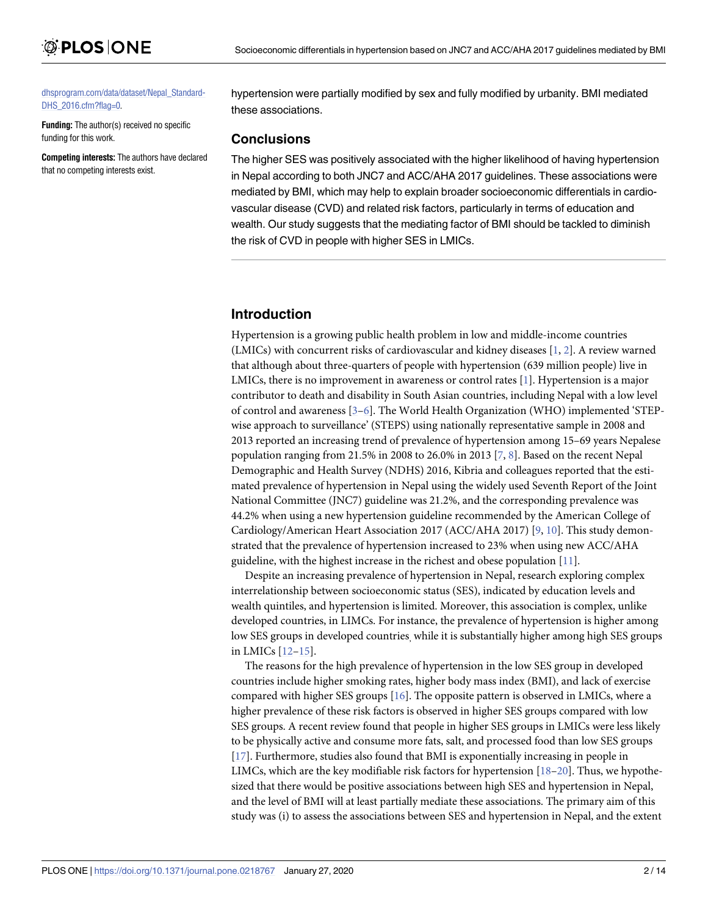dhsprogram.com/data/dataset/Nepal_Standard-DHS_2016.cfm?flag=0.

**Funding:** The author(s) received no specific funding for this work.

**Competing interests:** The authors have declared that no competing interests exist.

hypertension were partially modified by sex and fully modified by urbanity. BMI mediated these associations.

## Conclusions

The higher SES was positively associated with the higher likelihood of having hypertension in Nepal according to both JNC7 and ACC/AHA 2017 guidelines. These associations were mediated by BMI, which may help to explain broader socioeconomic differentials in cardiovascular disease (CVD) and related risk factors, particularly in terms of education and wealth. Our study suggests that the mediating factor of BMI should be tackled to diminish the risk of CVD in people with higher SES in LMICs.

## Introduction

Hypertension is a growing public health problem in low and middle-income countries (LMICs) with concurrent risks of cardiovascular and kidney diseases [1, 2]. A review warned that although about three-quarters of people with hypertension (639 million people) live in LMICs, there is no improvement in awareness or control rates [1]. Hypertension is a major contributor to death and disability in South Asian countries, including Nepal with a low level of control and awareness [3–6]. The World Health Organization (WHO) implemented 'STEP-wise approach to surveillance' (STEPS) using nationally representative sample in 2008 and 2013 reported an increasing trend of prevalence of hypertension among 15–69 years Nepalese population ranging from 21.5% in 2008 to 26.0% in 2013 [7, 8]. Based on the recent Nepal Demographic and Health Survey (NDHS) 2016, Kibria and colleagues reported that the estimated prevalence of hypertension in Nepal using the widely used Seventh Report of the Joint National Committee (JNC7) guideline was 21.2%, and the corresponding prevalence was 44.2% when using a new hypertension guideline recommended by the American College of Cardiology/American Heart Association 2017 (ACC/AHA 2017) [9, 10]. This study demonstrated that the prevalence of hypertension increased to 23% when using new ACC/AHA guideline, with the highest increase in the richest and obese population [11].

Despite an increasing prevalence of hypertension in Nepal, research exploring complex interrelationship between socioeconomic status (SES), indicated by education levels and wealth quintiles, and hypertension is limited. Moreover, this association is complex, unlike developed countries, in LIMCs. For instance, the prevalence of hypertension is higher among low SES groups in developed countries, while it is substantially higher among high SES groups in LMICs [12–15].

The reasons for the high prevalence of hypertension in the low SES group in developed countries include higher smoking rates, higher body mass index (BMI), and lack of exercise compared with higher SES groups [16]. The opposite pattern is observed in LMICs, where a higher prevalence of these risk factors is observed in higher SES groups compared with low SES groups. A recent review found that people in higher SES groups in LMICs were less likely to be physically active and consume more fats, salt, and processed food than low SES groups [17]. Furthermore, studies also found that BMI is exponentially increasing in people in LIMCs, which are the key modifiable risk factors for hypertension [18–20]. Thus, we hypothesized that there would be positive associations between high SES and hypertension in Nepal, and the level of BMI will at least partially mediate these associations. The primary aim of this study was (i) to assess the associations between SES and hypertension in Nepal, and the extent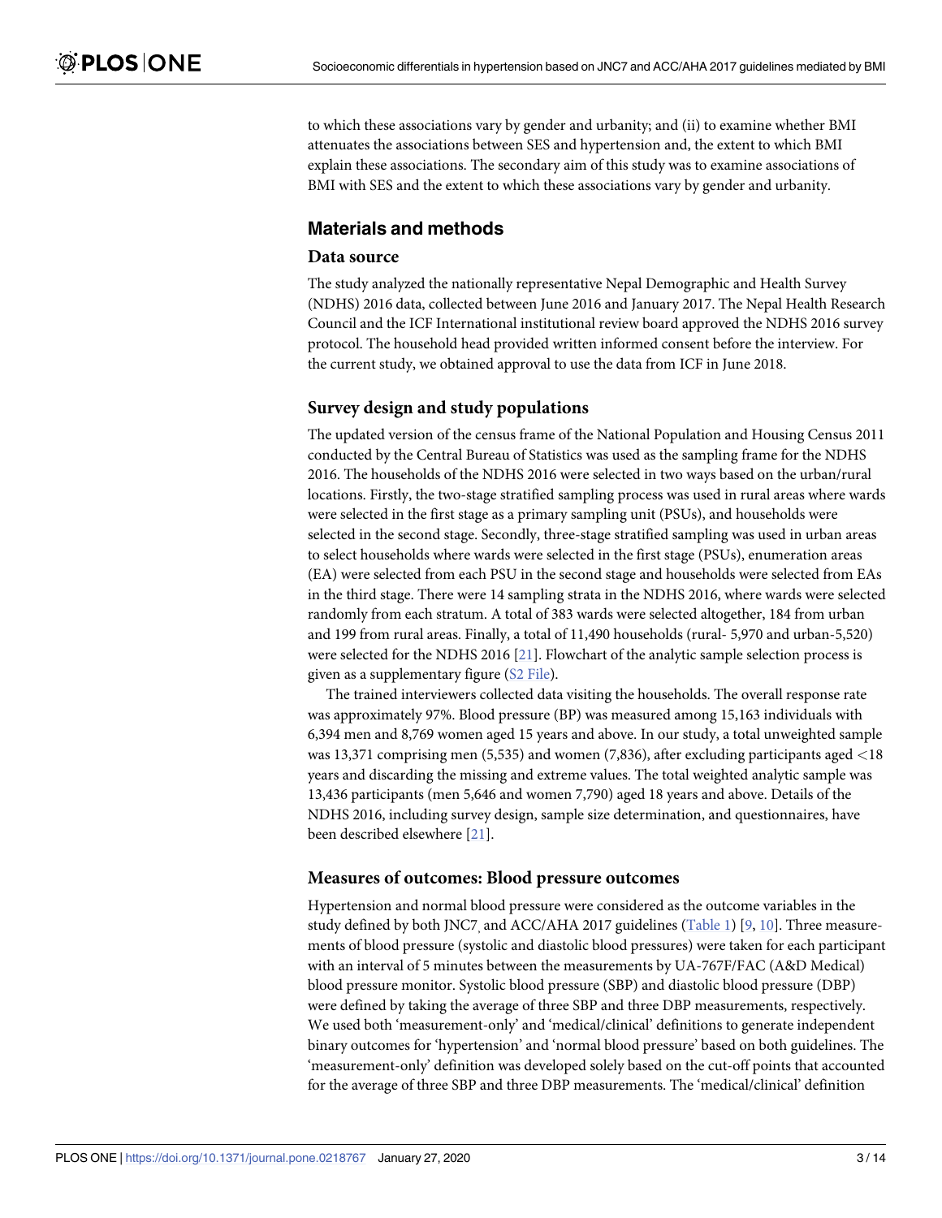to which these associations vary by gender and urbanity; and (ii) to examine whether BMI attenuates the associations between SES and hypertension and, the extent to which BMI explain these associations. The secondary aim of this study was to examine associations of BMI with SES and the extent to which these associations vary by gender and urbanity.

## Materials and methods

### Data source

The study analyzed the nationally representative Nepal Demographic and Health Survey (NDHS) 2016 data, collected between June 2016 and January 2017. The Nepal Health Research Council and the ICF International institutional review board approved the NDHS 2016 survey protocol. The household head provided written informed consent before the interview. For the current study, we obtained approval to use the data from ICF in June 2018.

### Survey design and study populations

The updated version of the census frame of the National Population and Housing Census 2011 conducted by the Central Bureau of Statistics was used as the sampling frame for the NDHS 2016. The households of the NDHS 2016 were selected in two ways based on the urban/rural locations. Firstly, the two-stage stratified sampling process was used in rural areas where wards were selected in the first stage as a primary sampling unit (PSUs), and households were selected in the second stage. Secondly, three-stage stratified sampling was used in urban areas to select households where wards were selected in the first stage (PSUs), enumeration areas (EA) were selected from each PSU in the second stage and households were selected from EAs in the third stage. There were 14 sampling strata in the NDHS 2016, where wards were selected randomly from each stratum. A total of 383 wards were selected altogether, 184 from urban and 199 from rural areas. Finally, a total of 11,490 households (rural- 5,970 and urban-5,520) were selected for the NDHS 2016 [21]. Flowchart of the analytic sample selection process is given as a supplementary figure (S2 File).

The trained interviewers collected data visiting the households. The overall response rate was approximately 97%. Blood pressure (BP) was measured among 15,163 individuals with 6,394 men and 8,769 women aged 15 years and above. In our study, a total unweighted sample was 13,371 comprising men (5,535) and women (7,836), after excluding participants aged <18 years and discarding the missing and extreme values. The total weighted analytic sample was 13,436 participants (men 5,646 and women 7,790) aged 18 years and above. Details of the NDHS 2016, including survey design, sample size determination, and questionnaires, have been described elsewhere [21].

### Measures of outcomes: Blood pressure outcomes

Hypertension and normal blood pressure were considered as the outcome variables in the study defined by both JNC7, and ACC/AHA 2017 guidelines (Table 1) [9, 10]. Three measurements of blood pressure (systolic and diastolic blood pressures) were taken for each participant with an interval of 5 minutes between the measurements by UA-767F/FAC (A&D Medical) blood pressure monitor. Systolic blood pressure (SBP) and diastolic blood pressure (DBP) were defined by taking the average of three SBP and three DBP measurements, respectively. We used both 'measurement-only' and 'medical/clinical' definitions to generate independent binary outcomes for 'hypertension' and 'normal blood pressure' based on both guidelines. The 'measurement-only' definition was developed solely based on the cut-off points that accounted for the average of three SBP and three DBP measurements. The 'medical/clinical' definition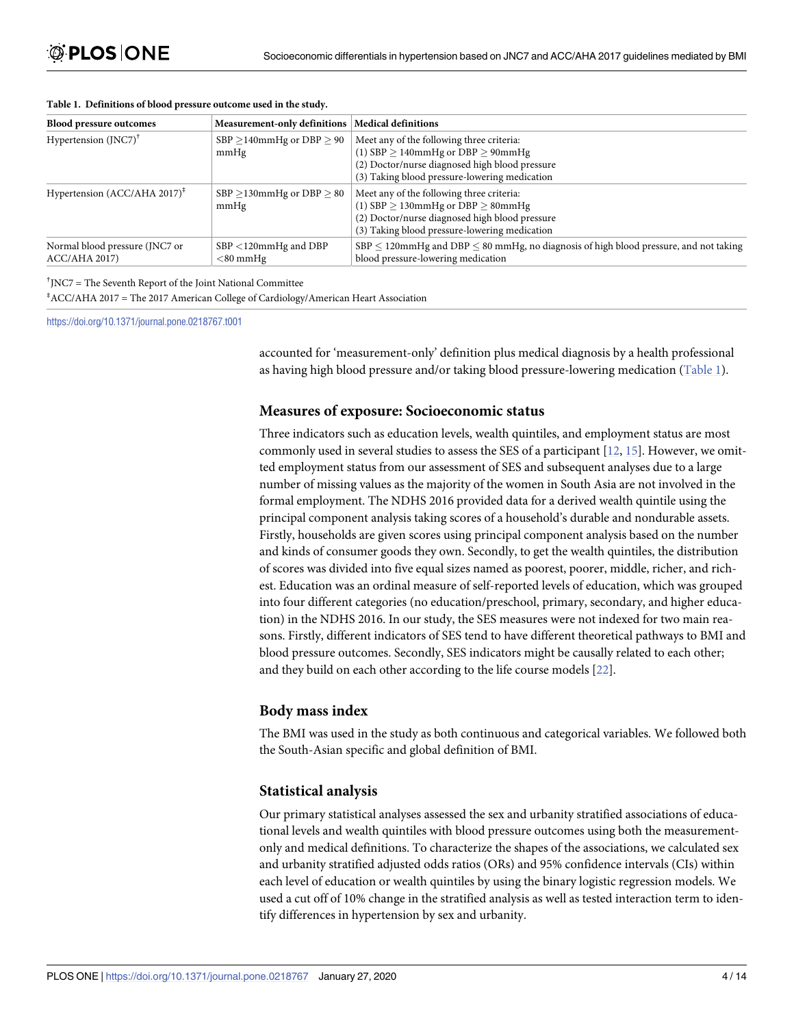**Table 1. Definitions of blood pressure outcome used in the study.**

| Blood pressure outcomes | Measurement-only definitions | Medical definitions |
|---|---|---|
| Hypertension (JNC7)[†] | SBP ≥140mmHg or DBP ≥ 90 mmHg | Meet any of the following three criteria:<br>(1) SBP ≥ 140mmHg or DBP ≥ 90mmHg<br>(2) Doctor/nurse diagnosed high blood pressure<br>(3) Taking blood pressure-lowering medication |
| Hypertension (ACC/AHA 2017)[‡] | SBP ≥130mmHg or DBP ≥ 80 mmHg | Meet any of the following three criteria:<br>(1) SBP ≥ 130mmHg or DBP ≥ 80mmHg<br>(2) Doctor/nurse diagnosed high blood pressure<br>(3) Taking blood pressure-lowering medication |
| Normal blood pressure (JNC7 or ACC/AHA 2017) | SBP <120mmHg and DBP <80 mmHg | SBP ≤ 120mmHg and DBP ≤ 80 mmHg, no diagnosis of high blood pressure, and not taking blood pressure-lowering medication |

[†]JNC7 = The Seventh Report of the Joint National Committee

[‡]ACC/AHA 2017 = The 2017 American College of Cardiology/American Heart Association

https://doi.org/10.1371/journal.pone.0218767.t001

accounted for 'measurement-only' definition plus medical diagnosis by a health professional as having high blood pressure and/or taking blood pressure-lowering medication (Table 1).

## Measures of exposure: Socioeconomic status

Three indicators such as education levels, wealth quintiles, and employment status are most commonly used in several studies to assess the SES of a participant [12, 15]. However, we omitted employment status from our assessment of SES and subsequent analyses due to a large number of missing values as the majority of the women in South Asia are not involved in the formal employment. The NDHS 2016 provided data for a derived wealth quintile using the principal component analysis taking scores of a household's durable and nondurable assets. Firstly, households are given scores using principal component analysis based on the number and kinds of consumer goods they own. Secondly, to get the wealth quintiles, the distribution of scores was divided into five equal sizes named as poorest, poorer, middle, richer, and richest. Education was an ordinal measure of self-reported levels of education, which was grouped into four different categories (no education/preschool, primary, secondary, and higher education) in the NDHS 2016. In our study, the SES measures were not indexed for two main reasons. Firstly, different indicators of SES tend to have different theoretical pathways to BMI and blood pressure outcomes. Secondly, SES indicators might be causally related to each other; and they build on each other according to the life course models [22].

## Body mass index

The BMI was used in the study as both continuous and categorical variables. We followed both the South-Asian specific and global definition of BMI.

## Statistical analysis

Our primary statistical analyses assessed the sex and urbanity stratified associations of educational levels and wealth quintiles with blood pressure outcomes using both the measurement-only and medical definitions. To characterize the shapes of the associations, we calculated sex and urbanity stratified adjusted odds ratios (ORs) and 95% confidence intervals (CIs) within each level of education or wealth quintiles by using the binary logistic regression models. We used a cut off of 10% change in the stratified analysis as well as tested interaction term to identify differences in hypertension by sex and urbanity.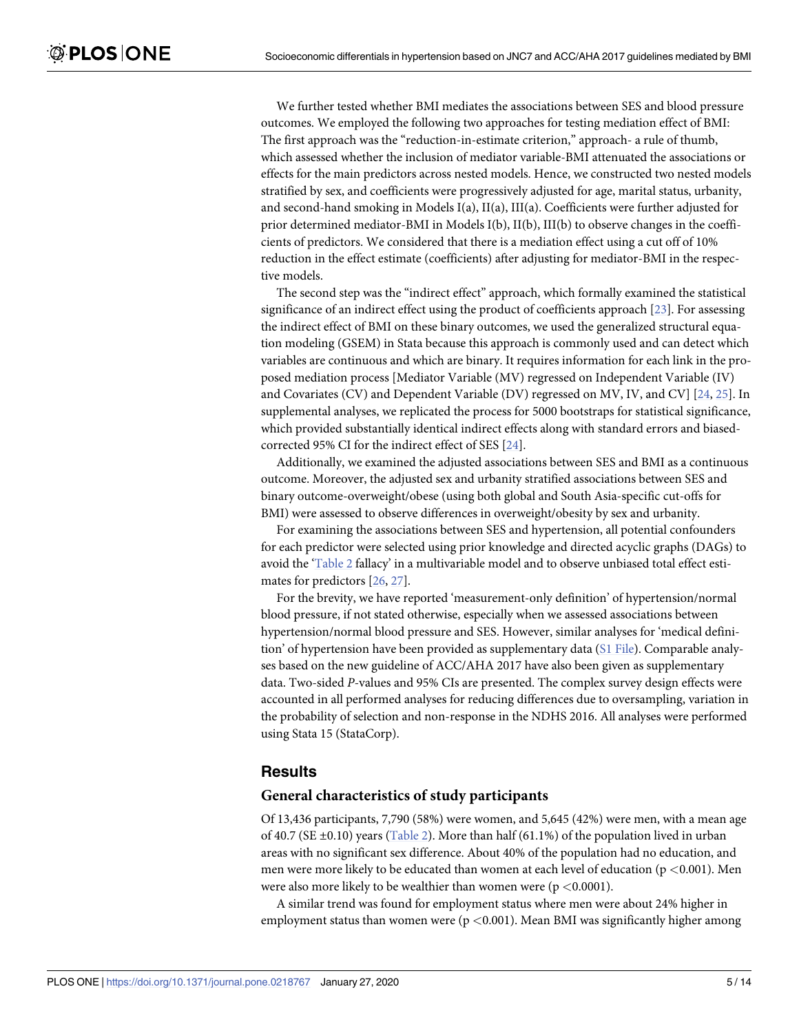We further tested whether BMI mediates the associations between SES and blood pressure outcomes. We employed the following two approaches for testing mediation effect of BMI: The first approach was the "reduction-in-estimate criterion," approach- a rule of thumb, which assessed whether the inclusion of mediator variable-BMI attenuated the associations or effects for the main predictors across nested models. Hence, we constructed two nested models stratified by sex, and coefficients were progressively adjusted for age, marital status, urbanity, and second-hand smoking in Models I(a), II(a), III(a). Coefficients were further adjusted for prior determined mediator-BMI in Models I(b), II(b), III(b) to observe changes in the coefficients of predictors. We considered that there is a mediation effect using a cut off of 10% reduction in the effect estimate (coefficients) after adjusting for mediator-BMI in the respective models.

The second step was the "indirect effect" approach, which formally examined the statistical significance of an indirect effect using the product of coefficients approach [23]. For assessing the indirect effect of BMI on these binary outcomes, we used the generalized structural equation modeling (GSEM) in Stata because this approach is commonly used and can detect which variables are continuous and which are binary. It requires information for each link in the proposed mediation process [Mediator Variable (MV) regressed on Independent Variable (IV) and Covariates (CV) and Dependent Variable (DV) regressed on MV, IV, and CV] [24, 25]. In supplemental analyses, we replicated the process for 5000 bootstraps for statistical significance, which provided substantially identical indirect effects along with standard errors and biased-corrected 95% CI for the indirect effect of SES [24].

Additionally, we examined the adjusted associations between SES and BMI as a continuous outcome. Moreover, the adjusted sex and urbanity stratified associations between SES and binary outcome-overweight/obese (using both global and South Asia-specific cut-offs for BMI) were assessed to observe differences in overweight/obesity by sex and urbanity.

For examining the associations between SES and hypertension, all potential confounders for each predictor were selected using prior knowledge and directed acyclic graphs (DAGs) to avoid the 'Table 2 fallacy' in a multivariable model and to observe unbiased total effect estimates for predictors [26, 27].

For the brevity, we have reported 'measurement-only definition' of hypertension/normal blood pressure, if not stated otherwise, especially when we assessed associations between hypertension/normal blood pressure and SES. However, similar analyses for 'medical definition' of hypertension have been provided as supplementary data (S1 File). Comparable analyses based on the new guideline of ACC/AHA 2017 have also been given as supplementary data. Two-sided *P*-values and 95% CIs are presented. The complex survey design effects were accounted in all performed analyses for reducing differences due to oversampling, variation in the probability of selection and non-response in the NDHS 2016. All analyses were performed using Stata 15 (StataCorp).

## Results

### General characteristics of study participants

Of 13,436 participants, 7,790 (58%) were women, and 5,645 (42%) were men, with a mean age of 40.7 (SE ±0.10) years (Table 2). More than half (61.1%) of the population lived in urban areas with no significant sex difference. About 40% of the population had no education, and men were more likely to be educated than women at each level of education ($p < 0.001$). Men were also more likely to be wealthier than women were ($p < 0.0001$).

A similar trend was found for employment status where men were about 24% higher in employment status than women were ($p < 0.001$). Mean BMI was significantly higher among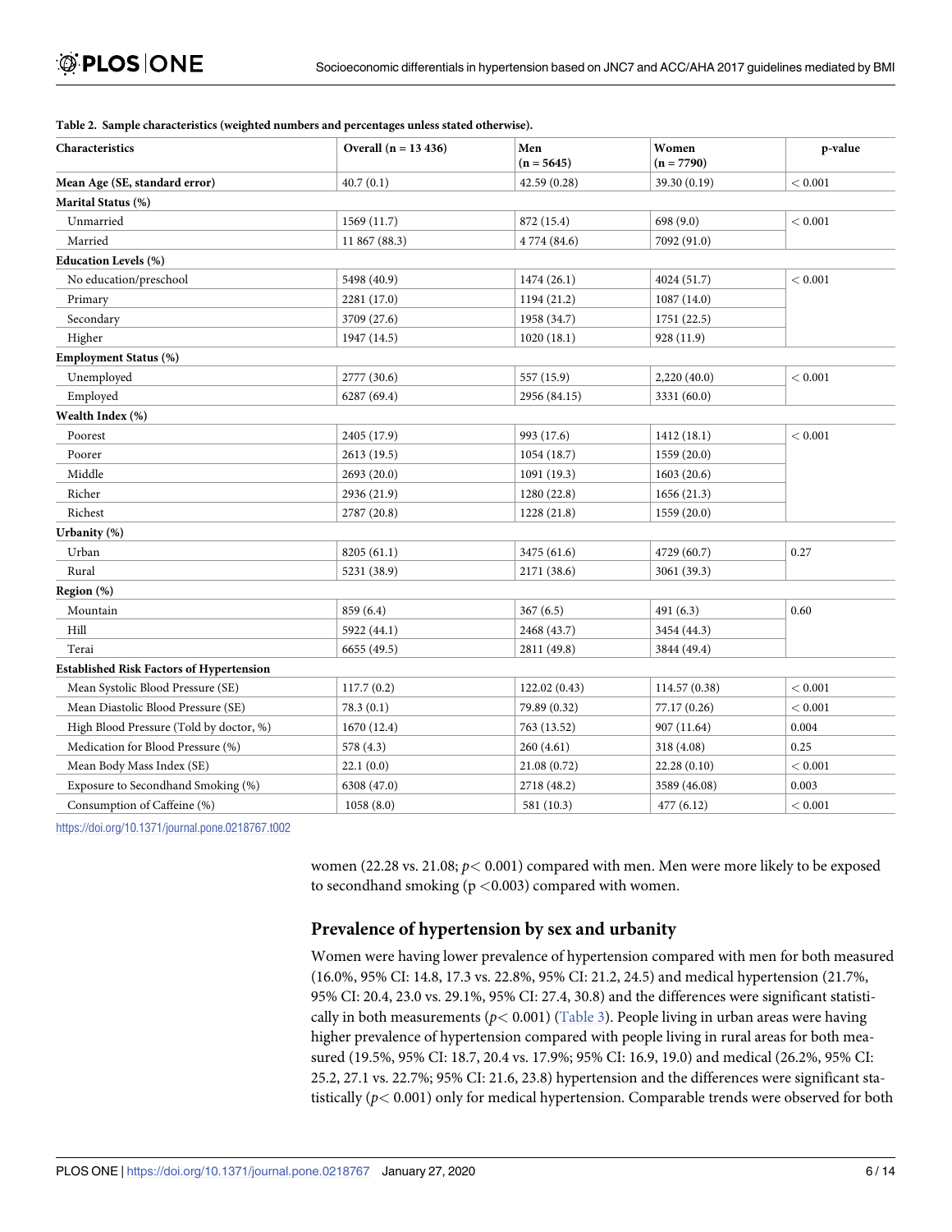**Table 2. Sample characteristics (weighted numbers and percentages unless stated otherwise).**

| Characteristics | Overall (n = 13 436) | Men (n = 5645) | Women (n = 7790) | p-value |
|---|---|---|---|---|
| **Mean Age (SE, standard error)** | 40.7 (0.1) | 42.59 (0.28) | 39.30 (0.19) | < 0.001 |
| **Marital Status (%)** | | | | |
| Unmarried | 1569 (11.7) | 872 (15.4) | 698 (9.0) | < 0.001 |
| Married | 11 867 (88.3) | 4 774 (84.6) | 7092 (91.0) | |
| **Education Levels (%)** | | | | |
| No education/preschool | 5498 (40.9) | 1474 (26.1) | 4024 (51.7) | < 0.001 |
| Primary | 2281 (17.0) | 1194 (21.2) | 1087 (14.0) | |
| Secondary | 3709 (27.6) | 1958 (34.7) | 1751 (22.5) | |
| Higher | 1947 (14.5) | 1020 (18.1) | 928 (11.9) | |
| **Employment Status (%)** | | | | |
| Unemployed | 2777 (30.6) | 557 (15.9) | 2,220 (40.0) | < 0.001 |
| Employed | 6287 (69.4) | 2956 (84.15) | 3331 (60.0) | |
| **Wealth Index (%)** | | | | |
| Poorest | 2405 (17.9) | 993 (17.6) | 1412 (18.1) | < 0.001 |
| Poorer | 2613 (19.5) | 1054 (18.7) | 1559 (20.0) | |
| Middle | 2693 (20.0) | 1091 (19.3) | 1603 (20.6) | |
| Richer | 2936 (21.9) | 1280 (22.8) | 1656 (21.3) | |
| Richest | 2787 (20.8) | 1228 (21.8) | 1559 (20.0) | |
| **Urbanity (%)** | | | | |
| Urban | 8205 (61.1) | 3475 (61.6) | 4729 (60.7) | 0.27 |
| Rural | 5231 (38.9) | 2171 (38.6) | 3061 (39.3) | |
| **Region (%)** | | | | |
| Mountain | 859 (6.4) | 367 (6.5) | 491 (6.3) | 0.60 |
| Hill | 5922 (44.1) | 2468 (43.7) | 3454 (44.3) | |
| Terai | 6655 (49.5) | 2811 (49.8) | 3844 (49.4) | |
| **Established Risk Factors of Hypertension** | | | | |
| Mean Systolic Blood Pressure (SE) | 117.7 (0.2) | 122.02 (0.43) | 114.57 (0.38) | < 0.001 |
| Mean Diastolic Blood Pressure (SE) | 78.3 (0.1) | 79.89 (0.32) | 77.17 (0.26) | < 0.001 |
| High Blood Pressure (Told by doctor, %) | 1670 (12.4) | 763 (13.52) | 907 (11.64) | 0.004 |
| Medication for Blood Pressure (%) | 578 (4.3) | 260 (4.61) | 318 (4.08) | 0.25 |
| Mean Body Mass Index (SE) | 22.1 (0.0) | 21.08 (0.72) | 22.28 (0.10) | < 0.001 |
| Exposure to Secondhand Smoking (%) | 6308 (47.0) | 2718 (48.2) | 3589 (46.08) | 0.003 |
| Consumption of Caffeine (%) | 1058 (8.0) | 581 (10.3) | 477 (6.12) | < 0.001 |

https://doi.org/10.1371/journal.pone.0218767.t002

women (22.28 vs. 21.08; $p < 0.001$) compared with men. Men were more likely to be exposed to secondhand smoking ($p < 0.003$) compared with women.

## Prevalence of hypertension by sex and urbanity

Women were having lower prevalence of hypertension compared with men for both measured (16.0%, 95% CI: 14.8, 17.3 vs. 22.8%, 95% CI: 21.2, 24.5) and medical hypertension (21.7%, 95% CI: 20.4, 23.0 vs. 29.1%, 95% CI: 27.4, 30.8) and the differences were significant statistically in both measurements ($p < 0.001$) (Table 3). People living in urban areas were having higher prevalence of hypertension compared with people living in rural areas for both measured (19.5%, 95% CI: 18.7, 20.4 vs. 17.9%; 95% CI: 16.9, 19.0) and medical (26.2%, 95% CI: 25.2, 27.1 vs. 22.7%; 95% CI: 21.6, 23.8) hypertension and the differences were significant statistically ($p < 0.001$) only for medical hypertension. Comparable trends were observed for both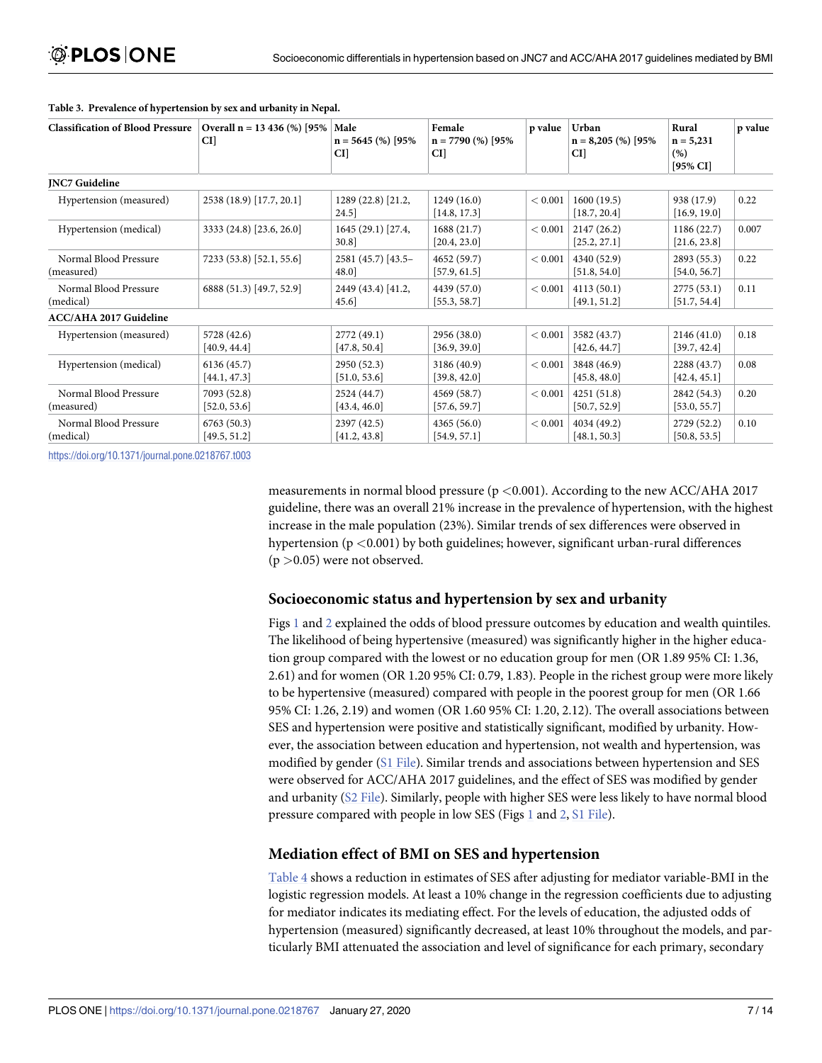**Table 3. Prevalence of hypertension by sex and urbanity in Nepal.**

| Classification of Blood Pressure | Overall n = 13 436 (%) [95% CI] | Male n = 5645 (%) [95% CI] | Female n = 7790 (%) [95% CI] | p value | Urban n = 8,205 (%) [95% CI] | Rural n = 5,231 (%) [95% CI] | p value |
|---|---|---|---|---|---|---|---|
| **JNC7 Guideline** | | | | | | | |
| Hypertension (measured) | 2538 (18.9) [17.7, 20.1] | 1289 (22.8) [21.2, 24.5] | 1249 (16.0) [14.8, 17.3] | < 0.001 | 1600 (19.5) [18.7, 20.4] | 938 (17.9) [16.9, 19.0] | 0.22 |
| Hypertension (medical) | 3333 (24.8) [23.6, 26.0] | 1645 (29.1) [27.4, 30.8] | 1688 (21.7) [20.4, 23.0] | < 0.001 | 2147 (26.2) [25.2, 27.1] | 1186 (22.7) [21.6, 23.8] | 0.007 |
| Normal Blood Pressure (measured) | 7233 (53.8) [52.1, 55.6] | 2581 (45.7) [43.5–48.0] | 4652 (59.7) [57.9, 61.5] | < 0.001 | 4340 (52.9) [51.8, 54.0] | 2893 (55.3) [54.0, 56.7] | 0.22 |
| Normal Blood Pressure (medical) | 6888 (51.3) [49.7, 52.9] | 2449 (43.4) [41.2, 45.6] | 4439 (57.0) [55.3, 58.7] | < 0.001 | 4113 (50.1) [49.1, 51.2] | 2775 (53.1) [51.7, 54.4] | 0.11 |
| **ACC/AHA 2017 Guideline** | | | | | | | |
| Hypertension (measured) | 5728 (42.6) [40.9, 44.4] | 2772 (49.1) [47.8, 50.4] | 2956 (38.0) [36.9, 39.0] | < 0.001 | 3582 (43.7) [42.6, 44.7] | 2146 (41.0) [39.7, 42.4] | 0.18 |
| Hypertension (medical) | 6136 (45.7) [44.1, 47.3] | 2950 (52.3) [51.0, 53.6] | 3186 (40.9) [39.8, 42.0] | < 0.001 | 3848 (46.9) [45.8, 48.0] | 2288 (43.7) [42.4, 45.1] | 0.08 |
| Normal Blood Pressure (measured) | 7093 (52.8) [52.0, 53.6] | 2524 (44.7) [43.4, 46.0] | 4569 (58.7) [57.6, 59.7] | < 0.001 | 4251 (51.8) [50.7, 52.9] | 2842 (54.3) [53.0, 55.7] | 0.20 |
| Normal Blood Pressure (medical) | 6763 (50.3) [49.5, 51.2] | 2397 (42.5) [41.2, 43.8] | 4365 (56.0) [54.9, 57.1] | < 0.001 | 4034 (49.2) [48.1, 50.3] | 2729 (52.2) [50.8, 53.5] | 0.10 |

https://doi.org/10.1371/journal.pone.0218767.t003

measurements in normal blood pressure ($p < 0.001$). According to the new ACC/AHA 2017 guideline, there was an overall 21% increase in the prevalence of hypertension, with the highest increase in the male population (23%). Similar trends of sex differences were observed in hypertension ($p < 0.001$) by both guidelines; however, significant urban-rural differences ($p > 0.05$) were not observed.

## Socioeconomic status and hypertension by sex and urbanity

Figs 1 and 2 explained the odds of blood pressure outcomes by education and wealth quintiles. The likelihood of being hypertensive (measured) was significantly higher in the higher education group compared with the lowest or no education group for men (OR 1.89 95% CI: 1.36, 2.61) and for women (OR 1.20 95% CI: 0.79, 1.83). People in the richest group were more likely to be hypertensive (measured) compared with people in the poorest group for men (OR 1.66 95% CI: 1.26, 2.19) and women (OR 1.60 95% CI: 1.20, 2.12). The overall associations between SES and hypertension were positive and statistically significant, modified by urbanity. However, the association between education and hypertension, not wealth and hypertension, was modified by gender (S1 File). Similar trends and associations between hypertension and SES were observed for ACC/AHA 2017 guidelines, and the effect of SES was modified by gender and urbanity (S2 File). Similarly, people with higher SES were less likely to have normal blood pressure compared with people in low SES (Figs 1 and 2, S1 File).

## Mediation effect of BMI on SES and hypertension

Table 4 shows a reduction in estimates of SES after adjusting for mediator variable-BMI in the logistic regression models. At least a 10% change in the regression coefficients due to adjusting for mediator indicates its mediating effect. For the levels of education, the adjusted odds of hypertension (measured) significantly decreased, at least 10% throughout the models, and particularly BMI attenuated the association and level of significance for each primary, secondary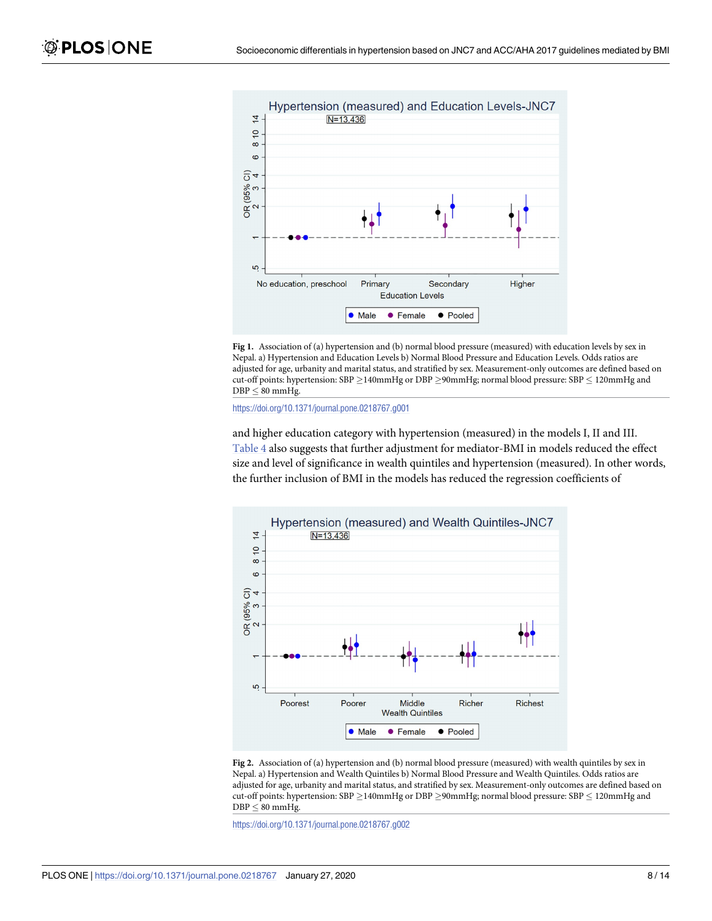**Fig 1.** Association of (a) hypertension and (b) normal blood pressure (measured) with education levels by sex in Nepal. a) Hypertension and Education Levels b) Normal Blood Pressure and Education Levels. Odds ratios are adjusted for age, urbanity and marital status, and stratified by sex. Measurement-only outcomes are defined based on cut-off points: hypertension: SBP ≥140mmHg or DBP ≥90mmHg; normal blood pressure: SBP ≤ 120mmHg and DBP ≤ 80 mmHg.

https://doi.org/10.1371/journal.pone.0218767.g001

and higher education category with hypertension (measured) in the models I, II and III. Table 4 also suggests that further adjustment for mediator-BMI in models reduced the effect size and level of significance in wealth quintiles and hypertension (measured). In other words, the further inclusion of BMI in the models has reduced the regression coefficients of

**Fig 2.** Association of (a) hypertension and (b) normal blood pressure (measured) with wealth quintiles by sex in Nepal. a) Hypertension and Wealth Quintiles b) Normal Blood Pressure and Wealth Quintiles. Odds ratios are adjusted for age, urbanity and marital status, and stratified by sex. Measurement-only outcomes are defined based on cut-off points: hypertension: SBP ≥140mmHg or DBP ≥90mmHg; normal blood pressure: SBP ≤ 120mmHg and DBP ≤ 80 mmHg.

https://doi.org/10.1371/journal.pone.0218767.g002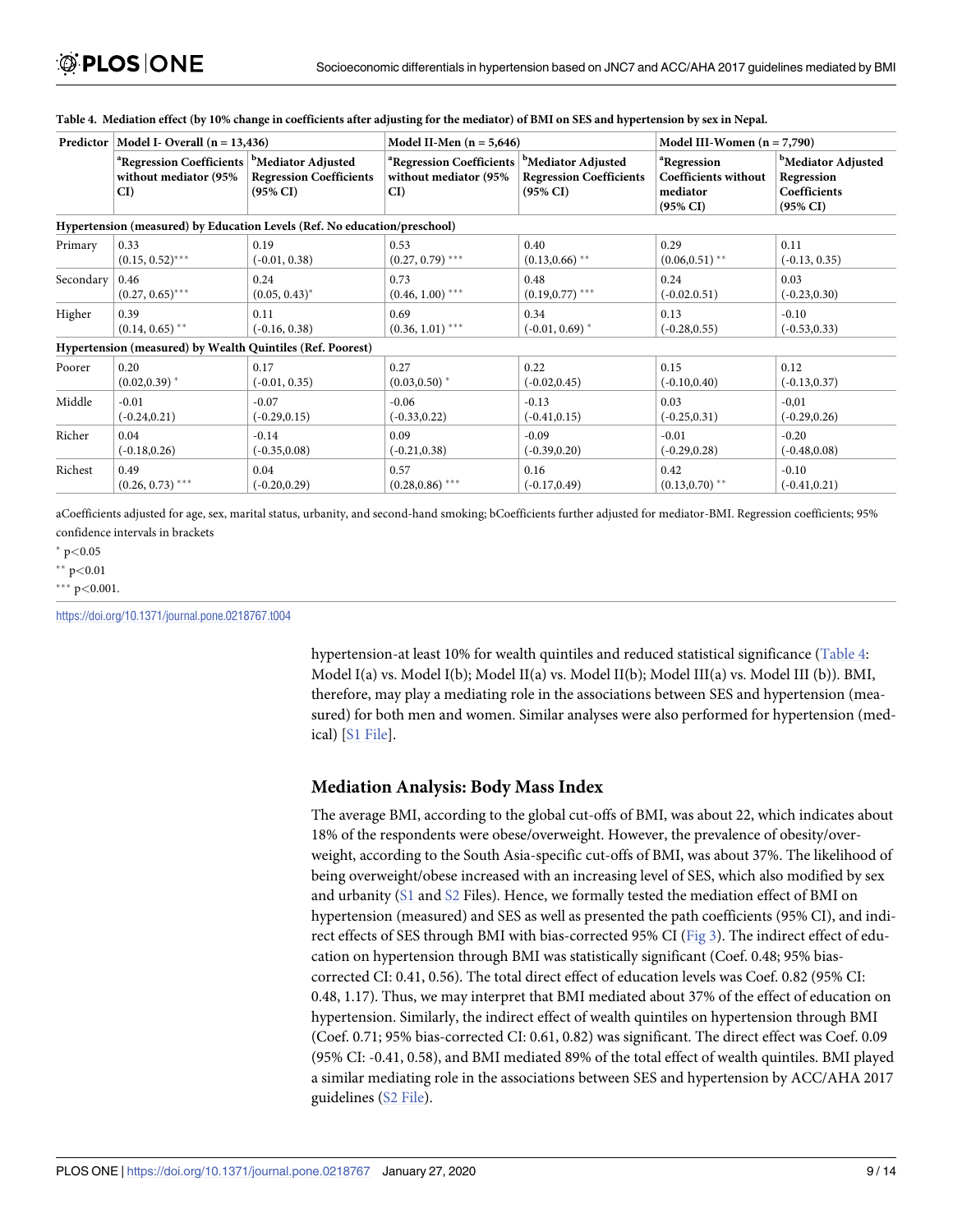**Table 4. Mediation effect (by 10% change in coefficients after adjusting for the mediator) of BMI on SES and hypertension by sex in Nepal.**

| Predictor | Model I- Overall (n = 13,436) | | Model II-Men (n = 5,646) | | Model III-Women (n = 7,790) | |
|---|---|---|---|---|---|---|
| | [a]Regression Coefficients without mediator (95% CI) | [b]Mediator Adjusted Regression Coefficients (95% CI) | [a]Regression Coefficients without mediator (95% CI) | [b]Mediator Adjusted Regression Coefficients (95% CI) | [a]Regression Coefficients without mediator (95% CI) | [b]Mediator Adjusted Regression Coefficients (95% CI) |
| **Hypertension (measured) by Education Levels (Ref. No education/preschool)** | | | | | | |
| Primary | 0.33 (0.15, 0.52)*** | 0.19 (-0.01, 0.38) | 0.53 (0.27, 0.79) *** | 0.40 (0.13,0.66) ** | 0.29 (0.06,0.51) ** | 0.11 (-0.13, 0.35) |
| Secondary | 0.46 (0.27, 0.65)*** | 0.24 (0.05, 0.43)* | 0.73 (0.46, 1.00) *** | 0.48 (0.19,0.77) *** | 0.24 (-0.02.0.51) | 0.03 (-0.23,0.30) |
| Higher | 0.39 (0.14, 0.65) ** | 0.11 (-0.16, 0.38) | 0.69 (0.36, 1.01) *** | 0.34 (-0.01, 0.69) * | 0.13 (-0.28,0.55) | -0.10 (-0.53,0.33) |
| **Hypertension (measured) by Wealth Quintiles (Ref. Poorest)** | | | | | | |
| Poorer | 0.20 (0.02,0.39) * | 0.17 (-0.01, 0.35) | 0.27 (0.03,0.50) * | 0.22 (-0.02,0.45) | 0.15 (-0.10,0.40) | 0.12 (-0.13,0.37) |
| Middle | -0.01 (-0.24,0.21) | -0.07 (-0.29,0.15) | -0.06 (-0.33,0.22) | -0.13 (-0.41,0.15) | 0.03 (-0.25,0.31) | -0,01 (-0.29,0.26) |
| Richer | 0.04 (-0.18,0.26) | -0.14 (-0.35,0.08) | 0.09 (-0.21,0.38) | -0.09 (-0.39,0.20) | -0.01 (-0.29,0.28) | -0.20 (-0.48,0.08) |
| Richest | 0.49 (0.26, 0.73) *** | 0.04 (-0.20,0.29) | 0.57 (0.28,0.86) *** | 0.16 (-0.17,0.49) | 0.42 (0.13,0.70) ** | -0.10 (-0.41,0.21) |

aCoefficients adjusted for age, sex, marital status, urbanity, and second-hand smoking; bCoefficients further adjusted for mediator-BMI. Regression coefficients; 95% confidence intervals in brackets

* $p<0.05$

** $p<0.01$

*** $p<0.001$.

https://doi.org/10.1371/journal.pone.0218767.t004

hypertension-at least 10% for wealth quintiles and reduced statistical significance (Table 4: Model I(a) vs. Model I(b); Model II(a) vs. Model II(b); Model III(a) vs. Model III (b)). BMI, therefore, may play a mediating role in the associations between SES and hypertension (measured) for both men and women. Similar analyses were also performed for hypertension (medical) [S1 File].

## Mediation Analysis: Body Mass Index

The average BMI, according to the global cut-offs of BMI, was about 22, which indicates about 18% of the respondents were obese/overweight. However, the prevalence of obesity/overweight, according to the South Asia-specific cut-offs of BMI, was about 37%. The likelihood of being overweight/obese increased with an increasing level of SES, which also modified by sex and urbanity (S1 and S2 Files). Hence, we formally tested the mediation effect of BMI on hypertension (measured) and SES as well as presented the path coefficients (95% CI), and indirect effects of SES through BMI with bias-corrected 95% CI (Fig 3). The indirect effect of education on hypertension through BMI was statistically significant (Coef. 0.48; 95% bias-corrected CI: 0.41, 0.56). The total direct effect of education levels was Coef. 0.82 (95% CI: 0.48, 1.17). Thus, we may interpret that BMI mediated about 37% of the effect of education on hypertension. Similarly, the indirect effect of wealth quintiles on hypertension through BMI (Coef. 0.71; 95% bias-corrected CI: 0.61, 0.82) was significant. The direct effect was Coef. 0.09 (95% CI: -0.41, 0.58), and BMI mediated 89% of the total effect of wealth quintiles. BMI played a similar mediating role in the associations between SES and hypertension by ACC/AHA 2017 guidelines (S2 File).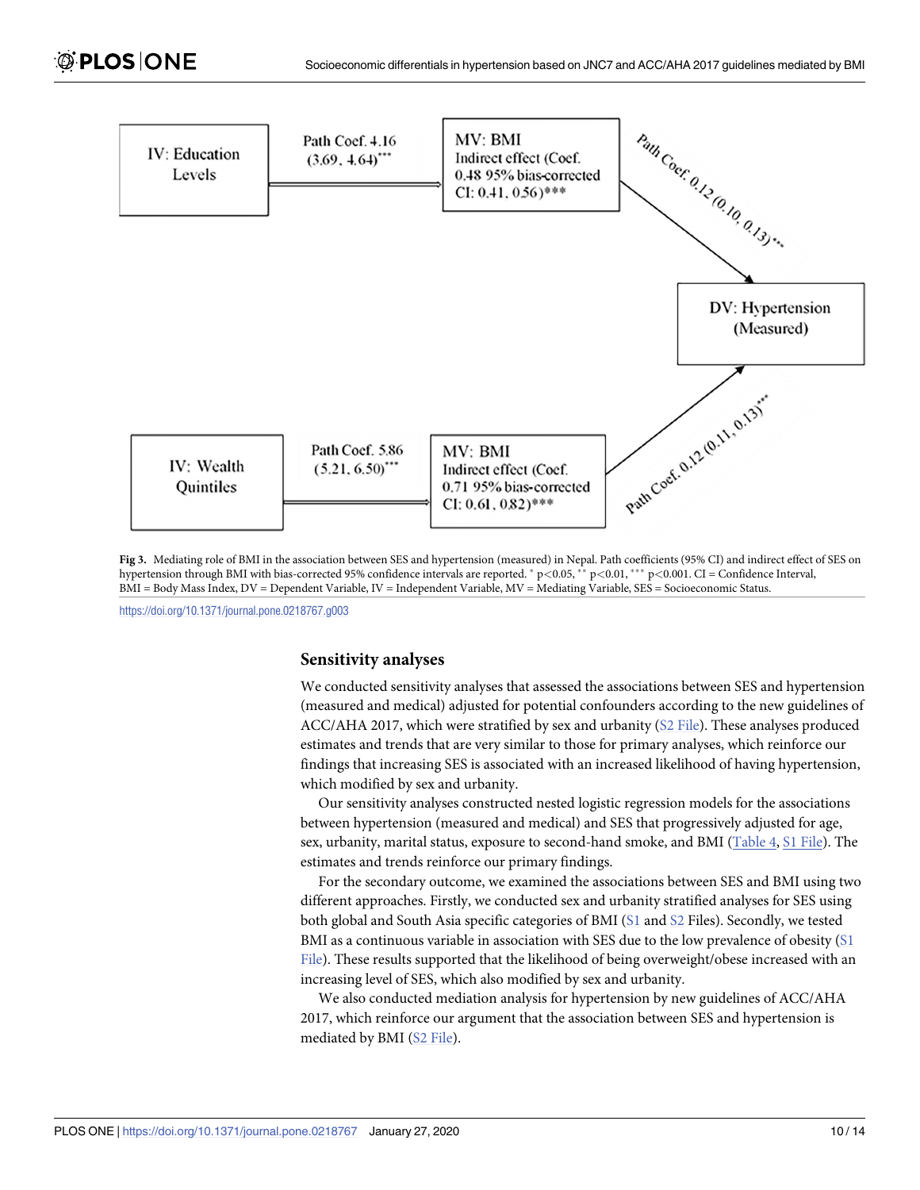IV: Education Levels

Path Coef. 4.16 (3.69, 4.64)***

MV: BMI Indirect effect (Coef. 0.48 95% bias-corrected CI: 0.41, 0.56)***

Path Coef. 0.12 (0.10, 0.13)***

DV: Hypertension (Measured)

IV: Wealth Quintiles

Path Coef. 5.86 (5.21, 6.50)***

MV: BMI Indirect effect (Coef. 0.71 95% bias-corrected CI: 0.61, 0.82)***

Path Coef. 0.12 (0.11, 0.13)***

**Fig 3.** Mediating role of BMI in the association between SES and hypertension (measured) in Nepal. Path coefficients (95% CI) and indirect effect of SES on hypertension through BMI with bias-corrected 95% confidence intervals are reported. * $p<0.05$, ** $p<0.01$, *** $p<0.001$. CI = Confidence Interval, BMI = Body Mass Index, DV = Dependent Variable, IV = Independent Variable, MV = Mediating Variable, SES = Socioeconomic Status.

https://doi.org/10.1371/journal.pone.0218767.g003

## Sensitivity analyses

We conducted sensitivity analyses that assessed the associations between SES and hypertension (measured and medical) adjusted for potential confounders according to the new guidelines of ACC/AHA 2017, which were stratified by sex and urbanity (S2 File). These analyses produced estimates and trends that are very similar to those for primary analyses, which reinforce our findings that increasing SES is associated with an increased likelihood of having hypertension, which modified by sex and urbanity.

Our sensitivity analyses constructed nested logistic regression models for the associations between hypertension (measured and medical) and SES that progressively adjusted for age, sex, urbanity, marital status, exposure to second-hand smoke, and BMI (Table 4, S1 File). The estimates and trends reinforce our primary findings.

For the secondary outcome, we examined the associations between SES and BMI using two different approaches. Firstly, we conducted sex and urbanity stratified analyses for SES using both global and South Asia specific categories of BMI (S1 and S2 Files). Secondly, we tested BMI as a continuous variable in association with SES due to the low prevalence of obesity (S1 File). These results supported that the likelihood of being overweight/obese increased with an increasing level of SES, which also modified by sex and urbanity.

We also conducted mediation analysis for hypertension by new guidelines of ACC/AHA 2017, which reinforce our argument that the association between SES and hypertension is mediated by BMI (S2 File).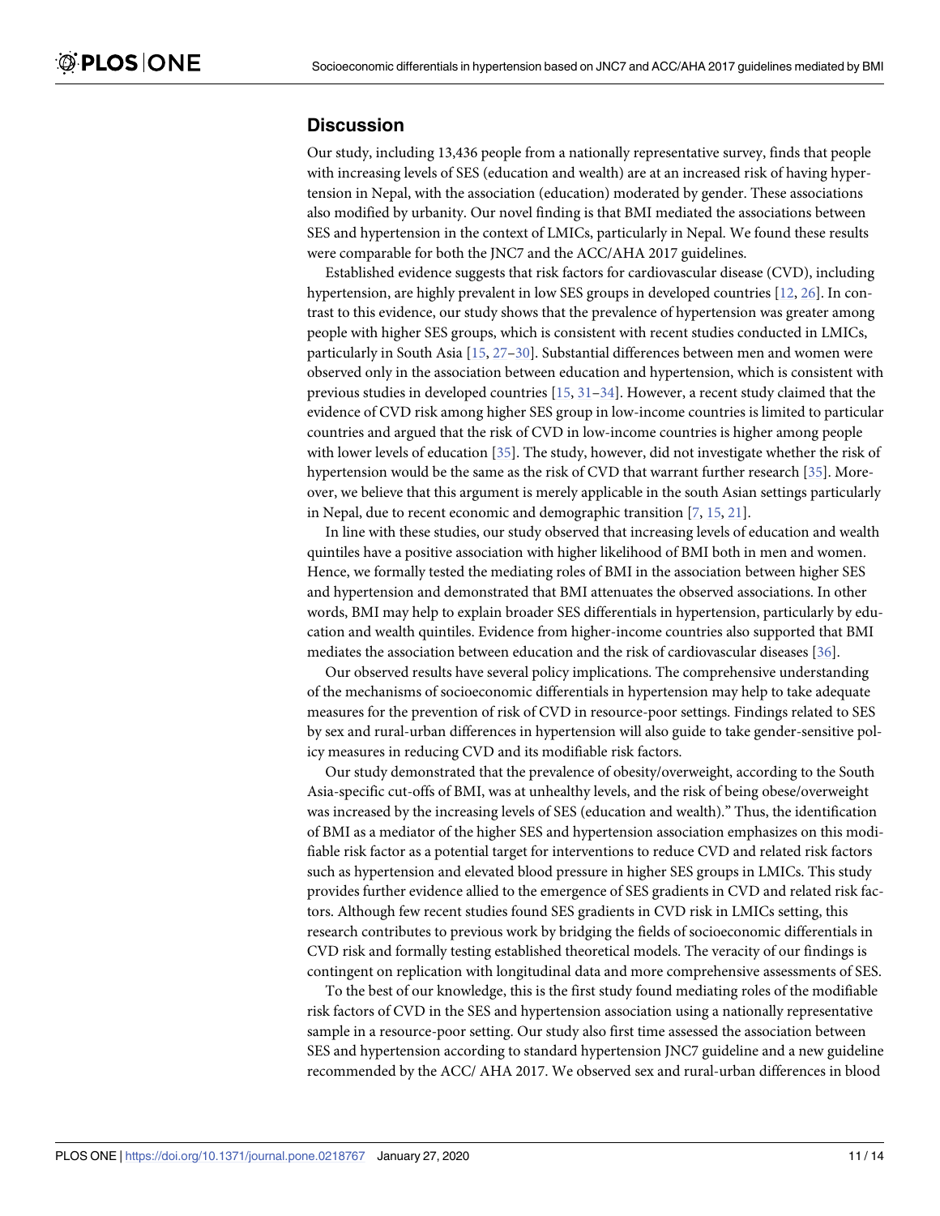## Discussion

Our study, including 13,436 people from a nationally representative survey, finds that people with increasing levels of SES (education and wealth) are at an increased risk of having hypertension in Nepal, with the association (education) moderated by gender. These associations also modified by urbanity. Our novel finding is that BMI mediated the associations between SES and hypertension in the context of LMICs, particularly in Nepal. We found these results were comparable for both the JNC7 and the ACC/AHA 2017 guidelines.

Established evidence suggests that risk factors for cardiovascular disease (CVD), including hypertension, are highly prevalent in low SES groups in developed countries [12, 26]. In contrast to this evidence, our study shows that the prevalence of hypertension was greater among people with higher SES groups, which is consistent with recent studies conducted in LMICs, particularly in South Asia [15, 27–30]. Substantial differences between men and women were observed only in the association between education and hypertension, which is consistent with previous studies in developed countries [15, 31–34]. However, a recent study claimed that the evidence of CVD risk among higher SES group in low-income countries is limited to particular countries and argued that the risk of CVD in low-income countries is higher among people with lower levels of education [35]. The study, however, did not investigate whether the risk of hypertension would be the same as the risk of CVD that warrant further research [35]. Moreover, we believe that this argument is merely applicable in the south Asian settings particularly in Nepal, due to recent economic and demographic transition [7, 15, 21].

In line with these studies, our study observed that increasing levels of education and wealth quintiles have a positive association with higher likelihood of BMI both in men and women. Hence, we formally tested the mediating roles of BMI in the association between higher SES and hypertension and demonstrated that BMI attenuates the observed associations. In other words, BMI may help to explain broader SES differentials in hypertension, particularly by education and wealth quintiles. Evidence from higher-income countries also supported that BMI mediates the association between education and the risk of cardiovascular diseases [36].

Our observed results have several policy implications. The comprehensive understanding of the mechanisms of socioeconomic differentials in hypertension may help to take adequate measures for the prevention of risk of CVD in resource-poor settings. Findings related to SES by sex and rural-urban differences in hypertension will also guide to take gender-sensitive policy measures in reducing CVD and its modifiable risk factors.

Our study demonstrated that the prevalence of obesity/overweight, according to the South Asia-specific cut-offs of BMI, was at unhealthy levels, and the risk of being obese/overweight was increased by the increasing levels of SES (education and wealth)." Thus, the identification of BMI as a mediator of the higher SES and hypertension association emphasizes on this modifiable risk factor as a potential target for interventions to reduce CVD and related risk factors such as hypertension and elevated blood pressure in higher SES groups in LMICs. This study provides further evidence allied to the emergence of SES gradients in CVD and related risk factors. Although few recent studies found SES gradients in CVD risk in LMICs setting, this research contributes to previous work by bridging the fields of socioeconomic differentials in CVD risk and formally testing established theoretical models. The veracity of our findings is contingent on replication with longitudinal data and more comprehensive assessments of SES.

To the best of our knowledge, this is the first study found mediating roles of the modifiable risk factors of CVD in the SES and hypertension association using a nationally representative sample in a resource-poor setting. Our study also first time assessed the association between SES and hypertension according to standard hypertension JNC7 guideline and a new guideline recommended by the ACC/ AHA 2017. We observed sex and rural-urban differences in blood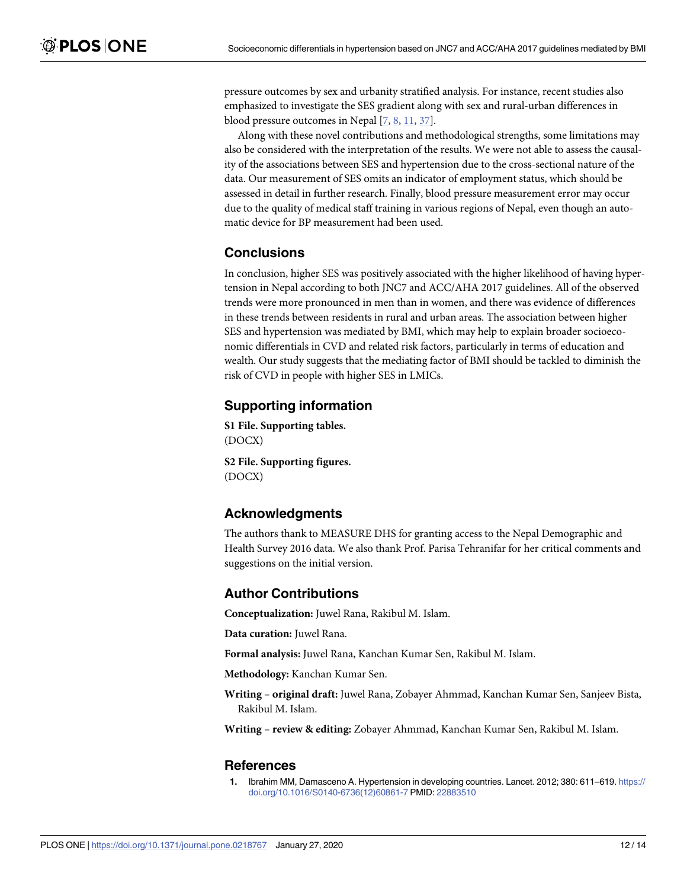pressure outcomes by sex and urbanity stratified analysis. For instance, recent studies also emphasized to investigate the SES gradient along with sex and rural-urban differences in blood pressure outcomes in Nepal [7, 8, 11, 37].

Along with these novel contributions and methodological strengths, some limitations may also be considered with the interpretation of the results. We were not able to assess the causality of the associations between SES and hypertension due to the cross-sectional nature of the data. Our measurement of SES omits an indicator of employment status, which should be assessed in detail in further research. Finally, blood pressure measurement error may occur due to the quality of medical staff training in various regions of Nepal, even though an automatic device for BP measurement had been used.

## Conclusions

In conclusion, higher SES was positively associated with the higher likelihood of having hypertension in Nepal according to both JNC7 and ACC/AHA 2017 guidelines. All of the observed trends were more pronounced in men than in women, and there was evidence of differences in these trends between residents in rural and urban areas. The association between higher SES and hypertension was mediated by BMI, which may help to explain broader socioeconomic differentials in CVD and related risk factors, particularly in terms of education and wealth. Our study suggests that the mediating factor of BMI should be tackled to diminish the risk of CVD in people with higher SES in LMICs.

## Supporting information

**S1 File. Supporting tables.**
(DOCX)

**S2 File. Supporting figures.**
(DOCX)

## Acknowledgments

The authors thank to MEASURE DHS for granting access to the Nepal Demographic and Health Survey 2016 data. We also thank Prof. Parisa Tehranifar for her critical comments and suggestions on the initial version.

## Author Contributions

**Conceptualization:** Juwel Rana, Rakibul M. Islam.

**Data curation:** Juwel Rana.

**Formal analysis:** Juwel Rana, Kanchan Kumar Sen, Rakibul M. Islam.

**Methodology:** Kanchan Kumar Sen.

**Writing – original draft:** Juwel Rana, Zobayer Ahmmad, Kanchan Kumar Sen, Sanjeev Bista, Rakibul M. Islam.

**Writing – review & editing:** Zobayer Ahmmad, Kanchan Kumar Sen, Rakibul M. Islam.

## References

1. Ibrahim MM, Damasceno A. Hypertension in developing countries. Lancet. 2012; 380: 611–619. https://doi.org/10.1016/S0140-6736(12)60861-7 PMID: 22883510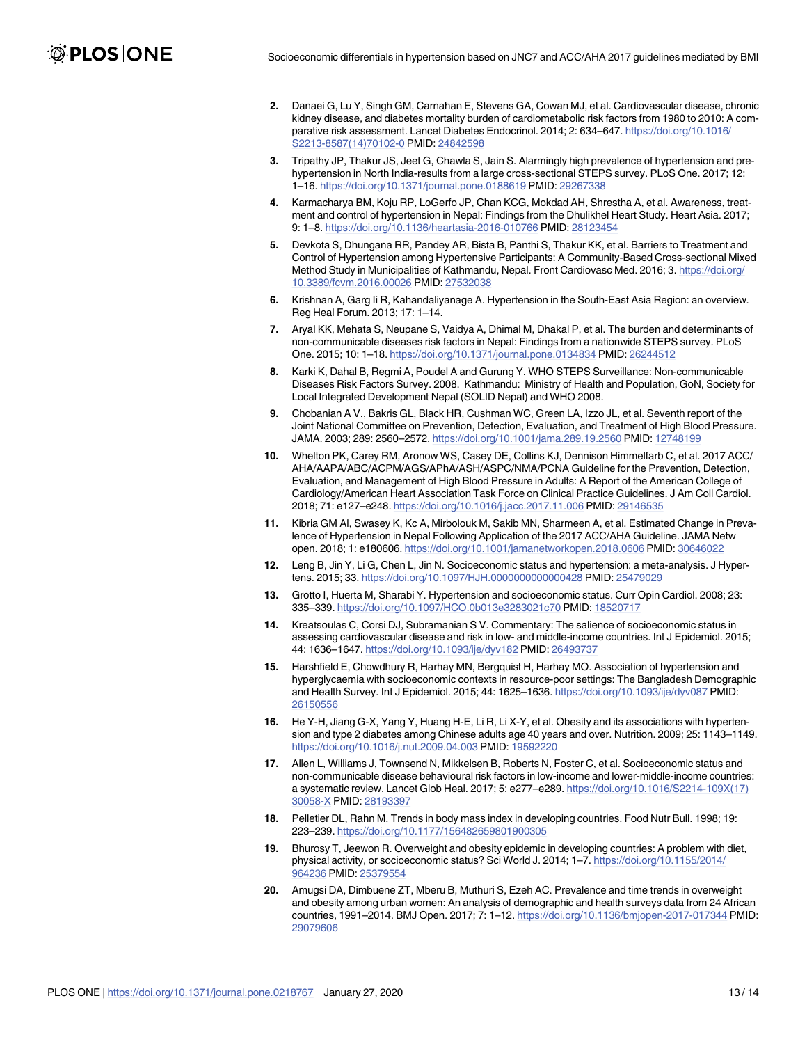2. Danaei G, Lu Y, Singh GM, Carnahan E, Stevens GA, Cowan MJ, et al. Cardiovascular disease, chronic kidney disease, and diabetes mortality burden of cardiometabolic risk factors from 1980 to 2010: A comparative risk assessment. Lancet Diabetes Endocrinol. 2014; 2: 634–647. https://doi.org/10.1016/S2213-8587(14)70102-0 PMID: 24842598
3. Tripathy JP, Thakur JS, Jeet G, Chawla S, Jain S. Alarmingly high prevalence of hypertension and pre-hypertension in North India-results from a large cross-sectional STEPS survey. PLoS One. 2017; 12: 1–16. https://doi.org/10.1371/journal.pone.0188619 PMID: 29267338
4. Karmacharya BM, Koju RP, LoGerfo JP, Chan KCG, Mokdad AH, Shrestha A, et al. Awareness, treatment and control of hypertension in Nepal: Findings from the Dhulikhel Heart Study. Heart Asia. 2017; 9: 1–8. https://doi.org/10.1136/heartasia-2016-010766 PMID: 28123454
5. Devkota S, Dhungana RR, Pandey AR, Bista B, Panthi S, Thakur KK, et al. Barriers to Treatment and Control of Hypertension among Hypertensive Participants: A Community-Based Cross-sectional Mixed Method Study in Municipalities of Kathmandu, Nepal. Front Cardiovasc Med. 2016; 3. https://doi.org/10.3389/fcvm.2016.00026 PMID: 27532038
6. Krishnan A, Garg Ii R, Kahandaliyanage A. Hypertension in the South-East Asia Region: an overview. Reg Heal Forum. 2013; 17: 1–14.
7. Aryal KK, Mehata S, Neupane S, Vaidya A, Dhimal M, Dhakal P, et al. The burden and determinants of non-communicable diseases risk factors in Nepal: Findings from a nationwide STEPS survey. PLoS One. 2015; 10: 1–18. https://doi.org/10.1371/journal.pone.0134834 PMID: 26244512
8. Karki K, Dahal B, Regmi A, Poudel A and Gurung Y. WHO STEPS Surveillance: Non-communicable Diseases Risk Factors Survey. 2008. Kathmandu: Ministry of Health and Population, GoN, Society for Local Integrated Development Nepal (SOLID Nepal) and WHO 2008.
9. Chobanian A V., Bakris GL, Black HR, Cushman WC, Green LA, Izzo JL, et al. Seventh report of the Joint National Committee on Prevention, Detection, Evaluation, and Treatment of High Blood Pressure. JAMA. 2003; 289: 2560–2572. https://doi.org/10.1001/jama.289.19.2560 PMID: 12748199
10. Whelton PK, Carey RM, Aronow WS, Casey DE, Collins KJ, Dennison Himmelfarb C, et al. 2017 ACC/AHA/AAPA/ABC/ACPM/AGS/APhA/ASH/ASPC/NMA/PCNA Guideline for the Prevention, Detection, Evaluation, and Management of High Blood Pressure in Adults: A Report of the American College of Cardiology/American Heart Association Task Force on Clinical Practice Guidelines. J Am Coll Cardiol. 2018; 71: e127–e248. https://doi.org/10.1016/j.jacc.2017.11.006 PMID: 29146535
11. Kibria GM Al, Swasey K, Kc A, Mirbolouk M, Sakib MN, Sharmeen A, et al. Estimated Change in Prevalence of Hypertension in Nepal Following Application of the 2017 ACC/AHA Guideline. JAMA Netw open. 2018; 1: e180606. https://doi.org/10.1001/jamanetworkopen.2018.0606 PMID: 30646022
12. Leng B, Jin Y, Li G, Chen L, Jin N. Socioeconomic status and hypertension: a meta-analysis. J Hypertens. 2015; 33. https://doi.org/10.1097/HJH.0000000000000428 PMID: 25479029
13. Grotto I, Huerta M, Sharabi Y. Hypertension and socioeconomic status. Curr Opin Cardiol. 2008; 23: 335–339. https://doi.org/10.1097/HCO.0b013e3283021c70 PMID: 18520717
14. Kreatsoulas C, Corsi DJ, Subramanian S V. Commentary: The salience of socioeconomic status in assessing cardiovascular disease and risk in low- and middle-income countries. Int J Epidemiol. 2015; 44: 1636–1647. https://doi.org/10.1093/ije/dyv182 PMID: 26493737
15. Harshfield E, Chowdhury R, Harhay MN, Bergquist H, Harhay MO. Association of hypertension and hyperglycaemia with socioeconomic contexts in resource-poor settings: The Bangladesh Demographic and Health Survey. Int J Epidemiol. 2015; 44: 1625–1636. https://doi.org/10.1093/ije/dyv087 PMID: 26150556
16. He Y-H, Jiang G-X, Yang Y, Huang H-E, Li R, Li X-Y, et al. Obesity and its associations with hypertension and type 2 diabetes among Chinese adults age 40 years and over. Nutrition. 2009; 25: 1143–1149. https://doi.org/10.1016/j.nut.2009.04.003 PMID: 19592220
17. Allen L, Williams J, Townsend N, Mikkelsen B, Roberts N, Foster C, et al. Socioeconomic status and non-communicable disease behavioural risk factors in low-income and lower-middle-income countries: a systematic review. Lancet Glob Heal. 2017; 5: e277–e289. https://doi.org/10.1016/S2214-109X(17)30058-X PMID: 28193397
18. Pelletier DL, Rahn M. Trends in body mass index in developing countries. Food Nutr Bull. 1998; 19: 223–239. https://doi.org/10.1177/156482659801900305
19. Bhurosy T, Jeewon R. Overweight and obesity epidemic in developing countries: A problem with diet, physical activity, or socioeconomic status? Sci World J. 2014; 1–7. https://doi.org/10.1155/2014/964236 PMID: 25379554
20. Amugsi DA, Dimbuene ZT, Mberu B, Muthuri S, Ezeh AC. Prevalence and time trends in overweight and obesity among urban women: An analysis of demographic and health surveys data from 24 African countries, 1991–2014. BMJ Open. 2017; 7: 1–12. https://doi.org/10.1136/bmjopen-2017-017344 PMID: 29079606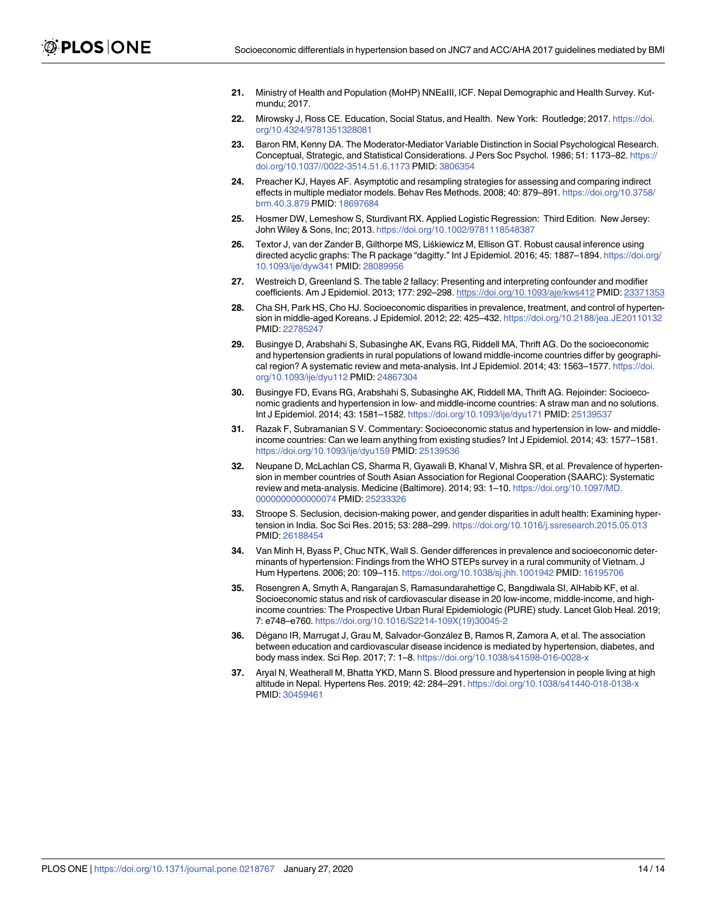21. Ministry of Health and Population (MoHP) NNEaIII, ICF. Nepal Demographic and Health Survey. Kutmundu; 2017.
22. Mirowsky J, Ross CE. Education, Social Status, and Health. New York: Routledge; 2017. https://doi.org/10.4324/9781351328081
23. Baron RM, Kenny DA. The Moderator-Mediator Variable Distinction in Social Psychological Research. Conceptual, Strategic, and Statistical Considerations. J Pers Soc Psychol. 1986; 51: 1173–82. https://doi.org/10.1037//0022-3514.51.6.1173 PMID: 3806354
24. Preacher KJ, Hayes AF. Asymptotic and resampling strategies for assessing and comparing indirect effects in multiple mediator models. Behav Res Methods. 2008; 40: 879–891. https://doi.org/10.3758/brm.40.3.879 PMID: 18697684
25. Hosmer DW, Lemeshow S, Sturdivant RX. Applied Logistic Regression: Third Edition. New Jersey: John Wiley & Sons, Inc; 2013. https://doi.org/10.1002/9781118548387
26. Textor J, van der Zander B, Gilthorpe MS, Liśkiewicz M, Ellison GT. Robust causal inference using directed acyclic graphs: The R package "dagitty." Int J Epidemiol. 2016; 45: 1887–1894. https://doi.org/10.1093/ije/dyw341 PMID: 28089956
27. Westreich D, Greenland S. The table 2 fallacy: Presenting and interpreting confounder and modifier coefficients. Am J Epidemiol. 2013; 177: 292–298. https://doi.org/10.1093/aje/kws412 PMID: 23371353
28. Cha SH, Park HS, Cho HJ. Socioeconomic disparities in prevalence, treatment, and control of hypertension in middle-aged Koreans. J Epidemiol. 2012; 22: 425–432. https://doi.org/10.2188/jea.JE20110132 PMID: 22785247
29. Busingye D, Arabshahi S, Subasinghe AK, Evans RG, Riddell MA, Thrift AG. Do the socioeconomic and hypertension gradients in rural populations of lowand middle-income countries differ by geographical region? A systematic review and meta-analysis. Int J Epidemiol. 2014; 43: 1563–1577. https://doi.org/10.1093/ije/dyu112 PMID: 24867304
30. Busingye FD, Evans RG, Arabshahi S, Subasinghe AK, Riddell MA, Thrift AG. Rejoinder: Socioeconomic gradients and hypertension in low- and middle-income countries: A straw man and no solutions. Int J Epidemiol. 2014; 43: 1581–1582. https://doi.org/10.1093/ije/dyu171 PMID: 25139537
31. Razak F, Subramanian S V. Commentary: Socioeconomic status and hypertension in low- and middle-income countries: Can we learn anything from existing studies? Int J Epidemiol. 2014; 43: 1577–1581. https://doi.org/10.1093/ije/dyu159 PMID: 25139536
32. Neupane D, McLachlan CS, Sharma R, Gyawali B, Khanal V, Mishra SR, et al. Prevalence of hypertension in member countries of South Asian Association for Regional Cooperation (SAARC): Systematic review and meta-analysis. Medicine (Baltimore). 2014; 93: 1–10. https://doi.org/10.1097/MD.0000000000000074 PMID: 25233326
33. Stroope S. Seclusion, decision-making power, and gender disparities in adult health: Examining hypertension in India. Soc Sci Res. 2015; 53: 288–299. https://doi.org/10.1016/j.ssresearch.2015.05.013 PMID: 26188454
34. Van Minh H, Byass P, Chuc NTK, Wall S. Gender differences in prevalence and socioeconomic determinants of hypertension: Findings from the WHO STEPs survey in a rural community of Vietnam. J Hum Hypertens. 2006; 20: 109–115. https://doi.org/10.1038/sj.jhh.1001942 PMID: 16195706
35. Rosengren A, Smyth A, Rangarajan S, Ramasundarahettige C, Bangdiwala SI, AlHabib KF, et al. Socioeconomic status and risk of cardiovascular disease in 20 low-income, middle-income, and high-income countries: The Prospective Urban Rural Epidemiologic (PURE) study. Lancet Glob Heal. 2019; 7: e748–e760. https://doi.org/10.1016/S2214-109X(19)30045-2
36. Dégano IR, Marrugat J, Grau M, Salvador-González B, Ramos R, Zamora A, et al. The association between education and cardiovascular disease incidence is mediated by hypertension, diabetes, and body mass index. Sci Rep. 2017; 7: 1–8. https://doi.org/10.1038/s41598-016-0028-x
37. Aryal N, Weatherall M, Bhatta YKD, Mann S. Blood pressure and hypertension in people living at high altitude in Nepal. Hypertens Res. 2019; 42: 284–291. https://doi.org/10.1038/s41440-018-0138-x PMID: 30459461